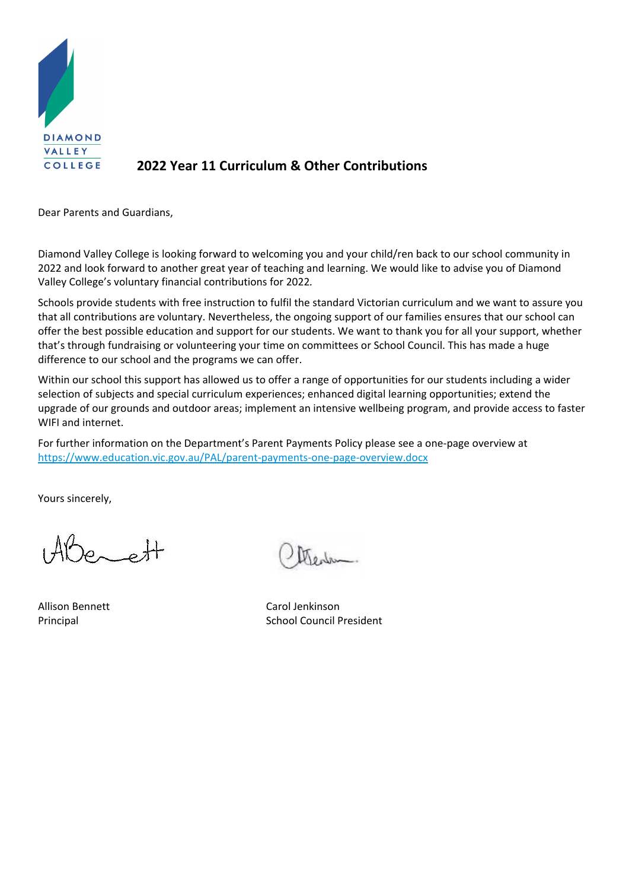DIAMOND VALLEY COLLEGE

# 2022 Year 11 Curriculum & Other Contributions

Dear Parents and Guardians,

Diamond Valley College is looking forward to welcoming you and your child/ren back to our school community in 2022 and look forward to another great year of teaching and learning. We would like to advise you of Diamond Valley College's voluntary financial contributions for 2022.

Schools provide students with free instruction to fulfil the standard Victorian curriculum and we want to assure you that all contributions are voluntary. Nevertheless, the ongoing support of our families ensures that our school can offer the best possible education and support for our students. We want to thank you for all your support, whether that's through fundraising or volunteering your time on committees or School Council. This has made a huge difference to our school and the programs we can offer.

Within our school this support has allowed us to offer a range of opportunities for our students including a wider selection of subjects and special curriculum experiences; enhanced digital learning opportunities; extend the upgrade of our grounds and outdoor areas; implement an intensive wellbeing program, and provide access to faster WIFI and internet.

For further information on the Department's Parent Payments Policy please see a one-page overview at https://www.education.vic.gov.au/PAL/parent-payments-one-page-overview.docx

Yours sincerely,

Allison Bennett
Principal

Carol Jenkinson
School Council President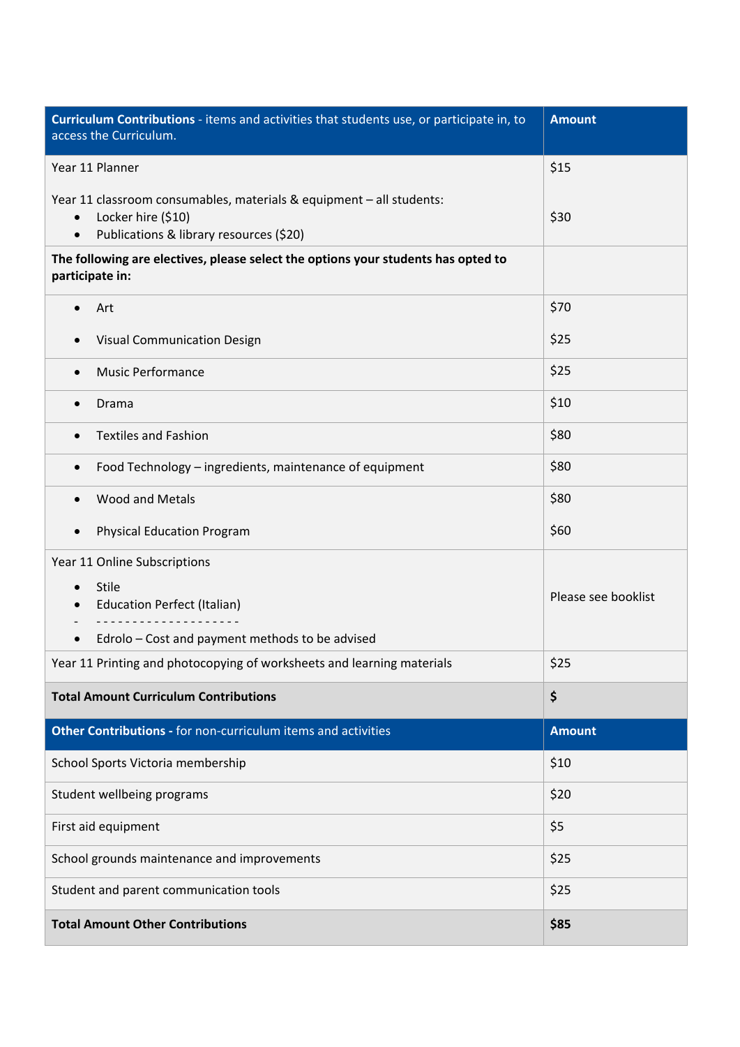| **Curriculum Contributions** - items and activities that students use, or participate in, to access the Curriculum. | **Amount** |
|---|---|
| Year 11 Planner<br><br>Year 11 classroom consumables, materials & equipment – all students:<br>• Locker hire ($10)<br>• Publications & library resources ($20) | $15<br><br><br>$30 |
| **The following are electives, please select the options your students has opted to participate in:** | |
| • Art<br><br>• Visual Communication Design | $70<br><br>$25 |
| • Music Performance | $25 |
| • Drama | $10 |
| • Textiles and Fashion | $80 |
| • Food Technology – ingredients, maintenance of equipment | $80 |
| • Wood and Metals<br><br>• Physical Education Program | $80<br><br>$60 |
| Year 11 Online Subscriptions<br>• Stile<br>• Education Perfect (Italian)<br>- - - - - - - - - - - - - - - - - - - - - -<br>• Edrolo – Cost and payment methods to be advised | Please see booklist |
| Year 11 Printing and photocopying of worksheets and learning materials | $25 |
| **Total Amount Curriculum Contributions** | **$** |
| **Other Contributions -** for non-curriculum items and activities | **Amount** |
| School Sports Victoria membership | $10 |
| Student wellbeing programs | $20 |
| First aid equipment | $5 |
| School grounds maintenance and improvements | $25 |
| Student and parent communication tools | $25 |
| **Total Amount Other Contributions** | **$85** |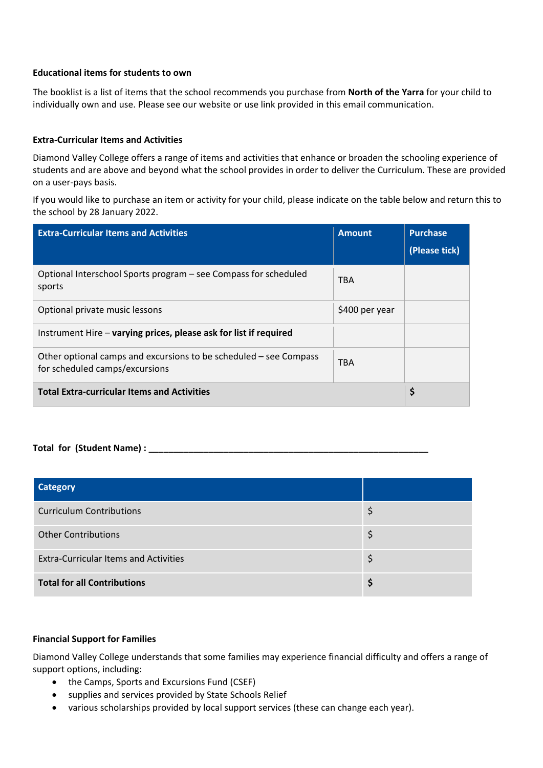**Educational items for students to own**

The booklist is a list of items that the school recommends you purchase from **North of the Yarra** for your child to individually own and use. Please see our website or use link provided in this email communication.

**Extra-Curricular Items and Activities**

Diamond Valley College offers a range of items and activities that enhance or broaden the schooling experience of students and are above and beyond what the school provides in order to deliver the Curriculum. These are provided on a user-pays basis.

If you would like to purchase an item or activity for your child, please indicate on the table below and return this to the school by 28 January 2022.

| Extra-Curricular Items and Activities | Amount | Purchase (Please tick) |
|---|---|---|
| Optional Interschool Sports program – see Compass for scheduled sports | TBA | |
| Optional private music lessons | $400 per year | |
| Instrument Hire – **varying prices, please ask for list if required** | | |
| Other optional camps and excursions to be scheduled – see Compass for scheduled camps/excursions | TBA | |
| **Total Extra-curricular Items and Activities** | | **$** |

**Total for (Student Name) : \_\_\_\_\_\_\_\_\_\_\_\_\_\_\_\_\_\_\_\_\_\_\_\_\_\_\_\_\_\_\_\_\_\_\_\_\_\_\_\_\_\_\_\_\_\_\_\_\_\_\_\_\_\_**

| Category | |
|---|---|
| Curriculum Contributions | $ |
| Other Contributions | $ |
| Extra-Curricular Items and Activities | $ |
| **Total for all Contributions** | **$** |

**Financial Support for Families**

Diamond Valley College understands that some families may experience financial difficulty and offers a range of support options, including:

- the Camps, Sports and Excursions Fund (CSEF)
- supplies and services provided by State Schools Relief
- various scholarships provided by local support services (these can change each year).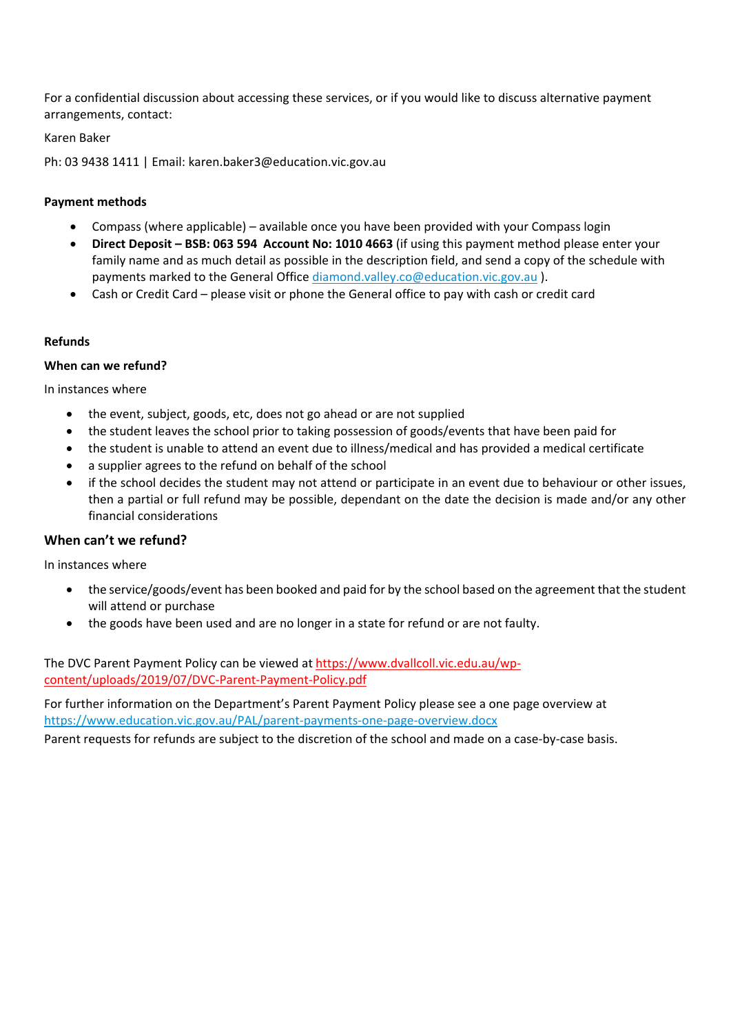For a confidential discussion about accessing these services, or if you would like to discuss alternative payment arrangements, contact:

Karen Baker

Ph: 03 9438 1411 | Email: karen.baker3@education.vic.gov.au

**Payment methods**

- Compass (where applicable) – available once you have been provided with your Compass login
- **Direct Deposit – BSB: 063 594 Account No: 1010 4663** (if using this payment method please enter your family name and as much detail as possible in the description field, and send a copy of the schedule with payments marked to the General Office diamond.valley.co@education.vic.gov.au ).
- Cash or Credit Card – please visit or phone the General office to pay with cash or credit card

**Refunds**

**When can we refund?**

In instances where

- the event, subject, goods, etc, does not go ahead or are not supplied
- the student leaves the school prior to taking possession of goods/events that have been paid for
- the student is unable to attend an event due to illness/medical and has provided a medical certificate
- a supplier agrees to the refund on behalf of the school
- if the school decides the student may not attend or participate in an event due to behaviour or other issues, then a partial or full refund may be possible, dependant on the date the decision is made and/or any other financial considerations

## When can't we refund?

In instances where

- the service/goods/event has been booked and paid for by the school based on the agreement that the student will attend or purchase
- the goods have been used and are no longer in a state for refund or are not faulty.

The DVC Parent Payment Policy can be viewed at https://www.dvallcoll.vic.edu.au/wp-content/uploads/2019/07/DVC-Parent-Payment-Policy.pdf

For further information on the Department's Parent Payment Policy please see a one page overview at https://www.education.vic.gov.au/PAL/parent-payments-one-page-overview.docx

Parent requests for refunds are subject to the discretion of the school and made on a case-by-case basis.